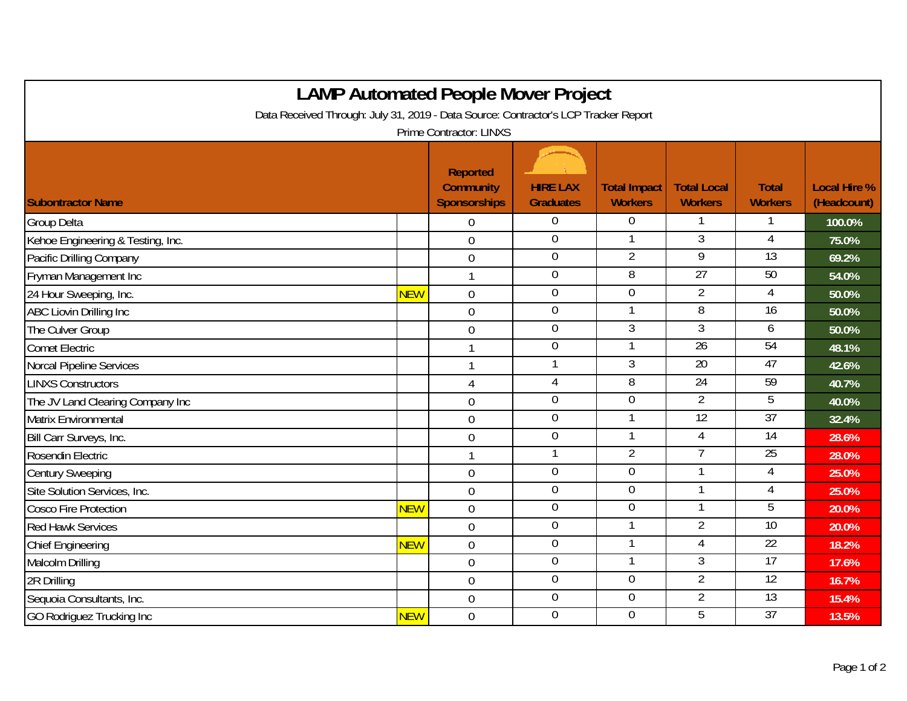# LAMP Automated People Mover Project

Data Received Through: July 31, 2019 - Data Source: Contractor's LCP Tracker Report

Prime Contractor: LINXS

| Subontractor Name | | Reported Community Sponsorships | HIRE LAX Graduates | Total Impact Workers | Total Local Workers | Total Workers | Local Hire % (Headcount) |
|---|---|---|---|---|---|---|---|
| Group Delta | | 0 | 0 | 0 | 1 | 1 | 100.0% |
| Kehoe Engineering & Testing, Inc. | | 0 | 0 | 1 | 3 | 4 | 75.0% |
| Pacific Drilling Company | | 0 | 0 | 2 | 9 | 13 | 69.2% |
| Fryman Management Inc | | 1 | 0 | 8 | 27 | 50 | 54.0% |
| 24 Hour Sweeping, Inc. | NEW | 0 | 0 | 0 | 2 | 4 | 50.0% |
| ABC Liovin Drilling Inc | | 0 | 0 | 1 | 8 | 16 | 50.0% |
| The Culver Group | | 0 | 0 | 3 | 3 | 6 | 50.0% |
| Comet Electric | | 1 | 0 | 1 | 26 | 54 | 48.1% |
| Norcal Pipeline Services | | 1 | 1 | 3 | 20 | 47 | 42.6% |
| LINXS Constructors | | 4 | 4 | 8 | 24 | 59 | 40.7% |
| The JV Land Clearing Company Inc | | 0 | 0 | 0 | 2 | 5 | 40.0% |
| Matrix Environmental | | 0 | 0 | 1 | 12 | 37 | 32.4% |
| Bill Carr Surveys, Inc. | | 0 | 0 | 1 | 4 | 14 | 28.6% |
| Rosendin Electric | | 1 | 1 | 2 | 7 | 25 | 28.0% |
| Century Sweeping | | 0 | 0 | 0 | 1 | 4 | 25.0% |
| Site Solution Services, Inc. | | 0 | 0 | 0 | 1 | 4 | 25.0% |
| Cosco Fire Protection | NEW | 0 | 0 | 0 | 1 | 5 | 20.0% |
| Red Hawk Services | | 0 | 0 | 1 | 2 | 10 | 20.0% |
| Chief Engineering | NEW | 0 | 0 | 1 | 4 | 22 | 18.2% |
| Malcolm Drilling | | 0 | 0 | 1 | 3 | 17 | 17.6% |
| 2R Drilling | | 0 | 0 | 0 | 2 | 12 | 16.7% |
| Sequoia Consultants, Inc. | | 0 | 0 | 0 | 2 | 13 | 15.4% |
| GO Rodriguez Trucking Inc | NEW | 0 | 0 | 0 | 5 | 37 | 13.5% |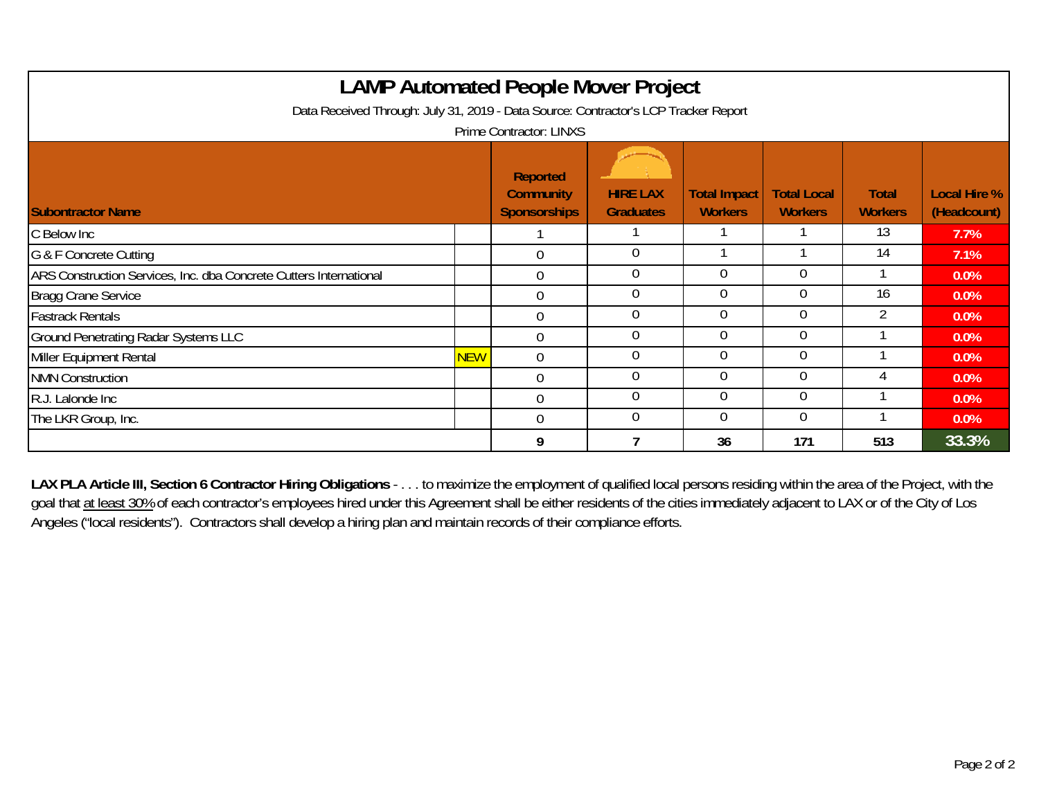# LAMP Automated People Mover Project

Data Received Through: July 31, 2019 - Data Source: Contractor's LCP Tracker Report

Prime Contractor: LINXS

| Subontractor Name | | Reported Community Sponsorships | HIRE LAX Graduates | Total Impact Workers | Total Local Workers | Total Workers | Local Hire % (Headcount) |
|---|---|---|---|---|---|---|---|
| C Below Inc | | 1 | 1 | 1 | 1 | 13 | 7.7% |
| G & F Concrete Cutting | | 0 | 0 | 1 | 1 | 14 | 7.1% |
| ARS Construction Services, Inc. dba Concrete Cutters International | | 0 | 0 | 0 | 0 | 1 | 0.0% |
| Bragg Crane Service | | 0 | 0 | 0 | 0 | 16 | 0.0% |
| Fastrack Rentals | | 0 | 0 | 0 | 0 | 2 | 0.0% |
| Ground Penetrating Radar Systems LLC | | 0 | 0 | 0 | 0 | 1 | 0.0% |
| Miller Equipment Rental | NEW | 0 | 0 | 0 | 0 | 1 | 0.0% |
| NMN Construction | | 0 | 0 | 0 | 0 | 4 | 0.0% |
| R.J. Lalonde Inc | | 0 | 0 | 0 | 0 | 1 | 0.0% |
| The LKR Group, Inc. | | 0 | 0 | 0 | 0 | 1 | 0.0% |
| | | **9** | **7** | **36** | **171** | **513** | **33.3%** |

**LAX PLA Article III, Section 6 Contractor Hiring Obligations** - . . . to maximize the employment of qualified local persons residing within the area of the Project, with the goal that at least 30% of each contractor's employees hired under this Agreement shall be either residents of the cities immediately adjacent to LAX or of the City of Los Angeles ("local residents"). Contractors shall develop a hiring plan and maintain records of their compliance efforts.